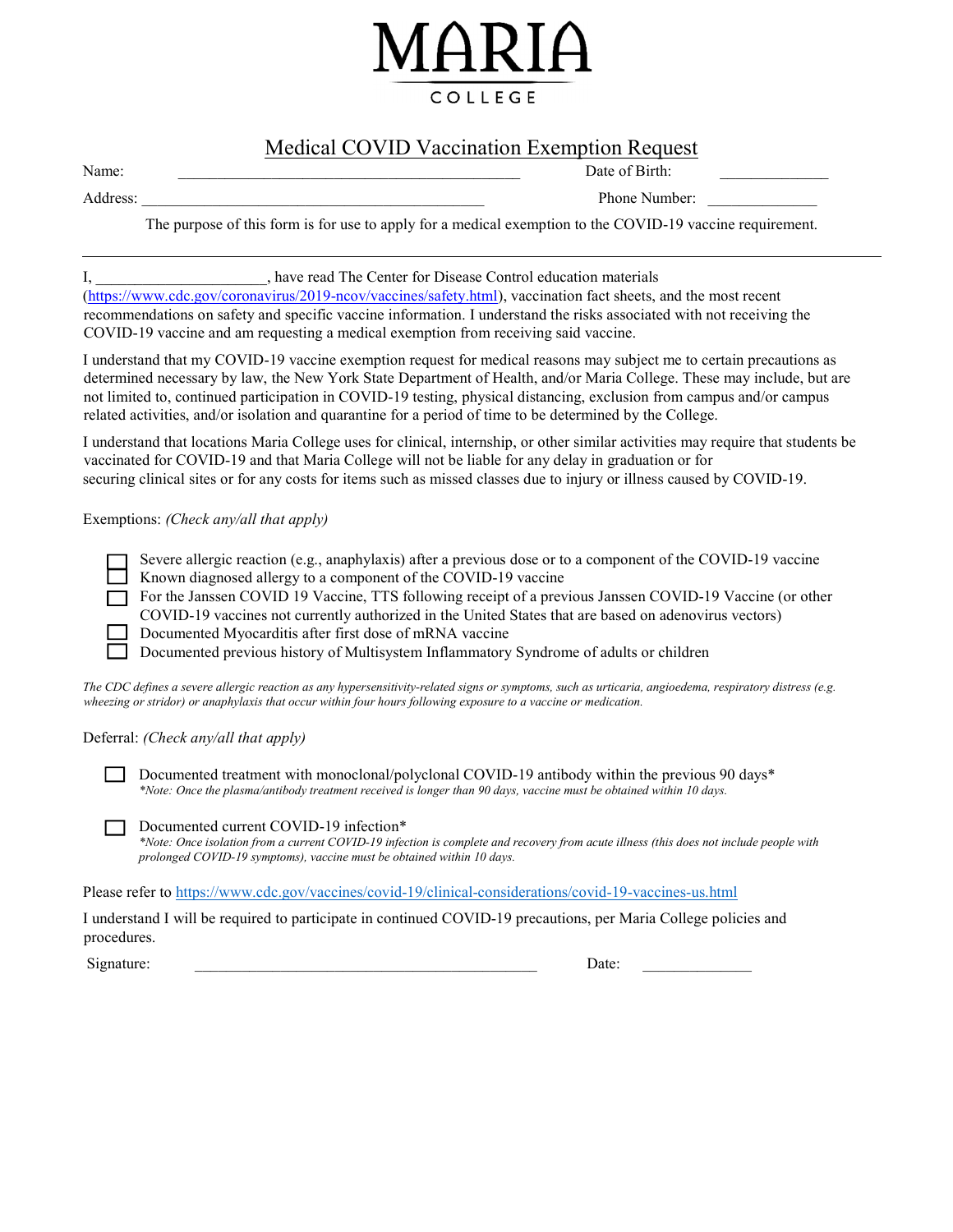# MARIA COLLEGE

## Medical COVID Vaccination Exemption Request

Name: _____________________________________________ Date of Birth: ______________

Address: _____________________________________________ Phone Number: ______________

The purpose of this form is for use to apply for a medical exemption to the COVID-19 vaccine requirement.

---

I, ______________________, have read The Center for Disease Control education materials (https://www.cdc.gov/coronavirus/2019-ncov/vaccines/safety.html), vaccination fact sheets, and the most recent recommendations on safety and specific vaccine information. I understand the risks associated with not receiving the COVID-19 vaccine and am requesting a medical exemption from receiving said vaccine.

I understand that my COVID-19 vaccine exemption request for medical reasons may subject me to certain precautions as determined necessary by law, the New York State Department of Health, and/or Maria College. These may include, but are not limited to, continued participation in COVID-19 testing, physical distancing, exclusion from campus and/or campus related activities, and/or isolation and quarantine for a period of time to be determined by the College.

I understand that locations Maria College uses for clinical, internship, or other similar activities may require that students be vaccinated for COVID-19 and that Maria College will not be liable for any delay in graduation or for securing clinical sites or for any costs for items such as missed classes due to injury or illness caused by COVID-19.

Exemptions: *(Check any/all that apply)*

- ☐ Severe allergic reaction (e.g., anaphylaxis) after a previous dose or to a component of the COVID-19 vaccine
- ☐ Known diagnosed allergy to a component of the COVID-19 vaccine
- ☐ For the Janssen COVID 19 Vaccine, TTS following receipt of a previous Janssen COVID-19 Vaccine (or other COVID-19 vaccines not currently authorized in the United States that are based on adenovirus vectors)
- ☐ Documented Myocarditis after first dose of mRNA vaccine
- ☐ Documented previous history of Multisystem Inflammatory Syndrome of adults or children

*The CDC defines a severe allergic reaction as any hypersensitivity-related signs or symptoms, such as urticaria, angioedema, respiratory distress (e.g. wheezing or stridor) or anaphylaxis that occur within four hours following exposure to a vaccine or medication.*

Deferral: *(Check any/all that apply)*

- ☐ Documented treatment with monoclonal/polyclonal COVID-19 antibody within the previous 90 days*
  *\*Note: Once the plasma/antibody treatment received is longer than 90 days, vaccine must be obtained within 10 days.*

- ☐ Documented current COVID-19 infection*
  *\*Note: Once isolation from a current COVID-19 infection is complete and recovery from acute illness (this does not include people with prolonged COVID-19 symptoms), vaccine must be obtained within 10 days.*

Please refer to https://www.cdc.gov/vaccines/covid-19/clinical-considerations/covid-19-vaccines-us.html

I understand I will be required to participate in continued COVID-19 precautions, per Maria College policies and procedures.

Signature: _____________________________________________ Date: ______________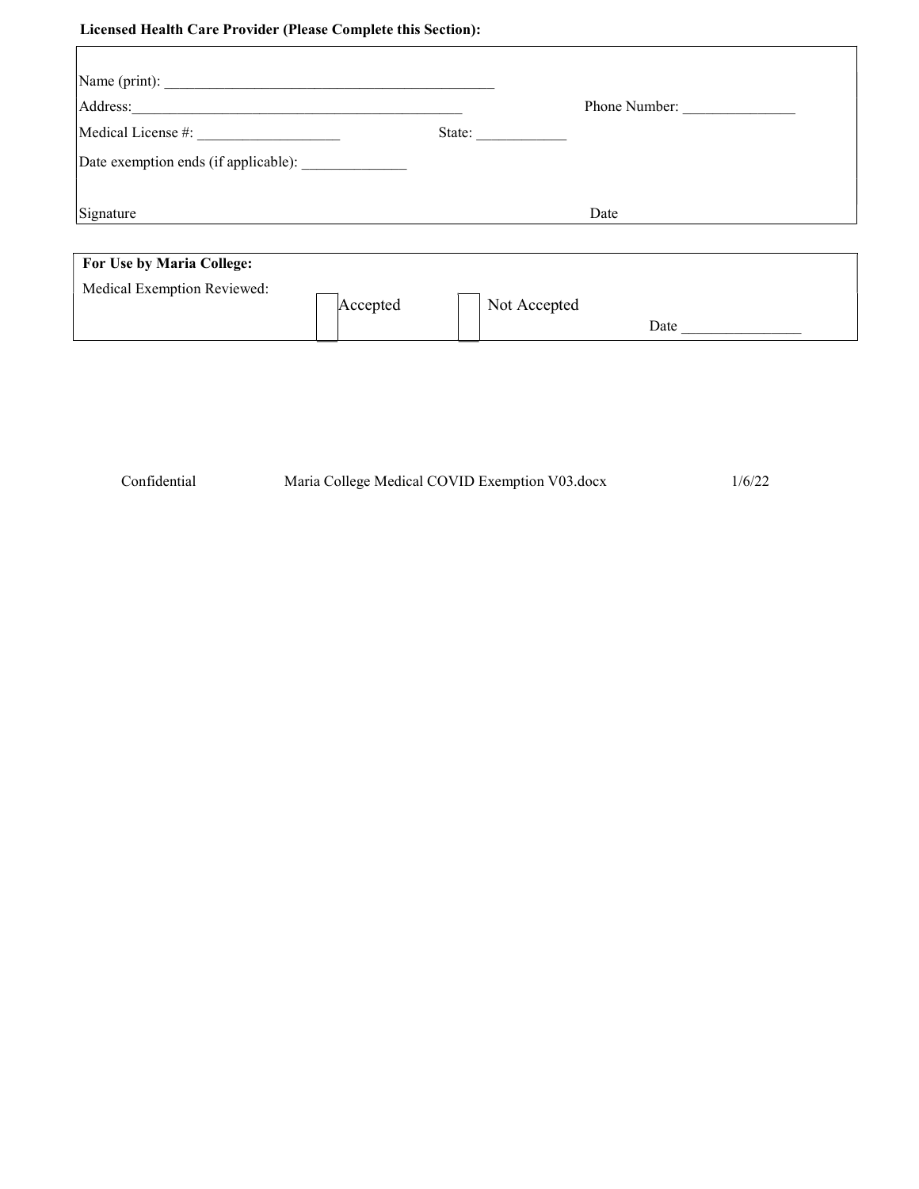**Licensed Health Care Provider (Please Complete this Section):**

Name (print): ____________________________________________

Address:____________________________________________ Phone Number: _______________

Medical License #: ___________________ State: ____________

Date exemption ends (if applicable): ______________

Signature Date

**For Use by Maria College:**

Medical Exemption Reviewed: ☐ Accepted ☐ Not Accepted

Date ________________

Confidential Maria College Medical COVID Exemption V03.docx 1/6/22